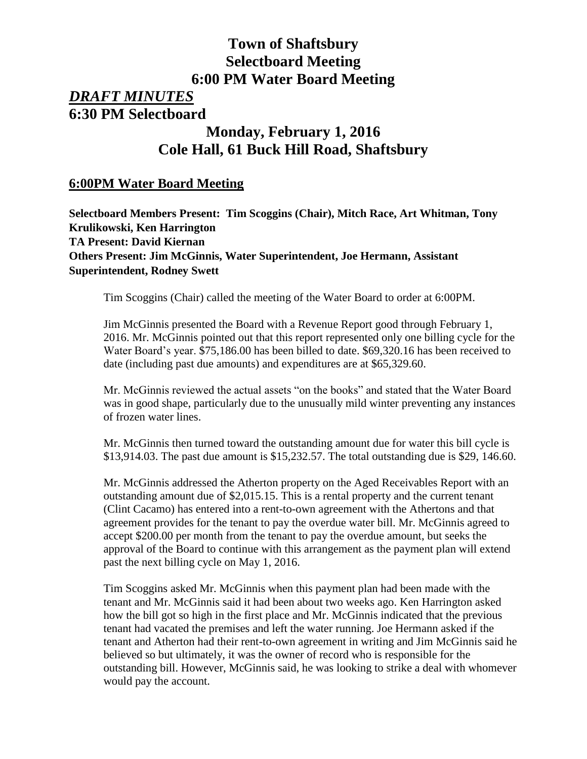# Town of Shaftsbury
# Selectboard Meeting
# 6:00 PM Water Board Meeting

## *DRAFT MINUTES*

## 6:30 PM Selectboard

## Monday, February 1, 2016
## Cole Hall, 61 Buck Hill Road, Shaftsbury

### 6:00PM Water Board Meeting

**Selectboard Members Present: Tim Scoggins (Chair), Mitch Race, Art Whitman, Tony Krulikowski, Ken Harrington**
**TA Present: David Kiernan**
**Others Present: Jim McGinnis, Water Superintendent, Joe Hermann, Assistant Superintendent, Rodney Swett**

Tim Scoggins (Chair) called the meeting of the Water Board to order at 6:00PM.

Jim McGinnis presented the Board with a Revenue Report good through February 1, 2016. Mr. McGinnis pointed out that this report represented only one billing cycle for the Water Board's year. $75,186.00 has been billed to date. $69,320.16 has been received to date (including past due amounts) and expenditures are at $65,329.60.

Mr. McGinnis reviewed the actual assets "on the books" and stated that the Water Board was in good shape, particularly due to the unusually mild winter preventing any instances of frozen water lines.

Mr. McGinnis then turned toward the outstanding amount due for water this bill cycle is $13,914.03. The past due amount is $15,232.57. The total outstanding due is $29, 146.60.

Mr. McGinnis addressed the Atherton property on the Aged Receivables Report with an outstanding amount due of $2,015.15. This is a rental property and the current tenant (Clint Cacamo) has entered into a rent-to-own agreement with the Athertons and that agreement provides for the tenant to pay the overdue water bill. Mr. McGinnis agreed to accept $200.00 per month from the tenant to pay the overdue amount, but seeks the approval of the Board to continue with this arrangement as the payment plan will extend past the next billing cycle on May 1, 2016.

Tim Scoggins asked Mr. McGinnis when this payment plan had been made with the tenant and Mr. McGinnis said it had been about two weeks ago. Ken Harrington asked how the bill got so high in the first place and Mr. McGinnis indicated that the previous tenant had vacated the premises and left the water running. Joe Hermann asked if the tenant and Atherton had their rent-to-own agreement in writing and Jim McGinnis said he believed so but ultimately, it was the owner of record who is responsible for the outstanding bill. However, McGinnis said, he was looking to strike a deal with whomever would pay the account.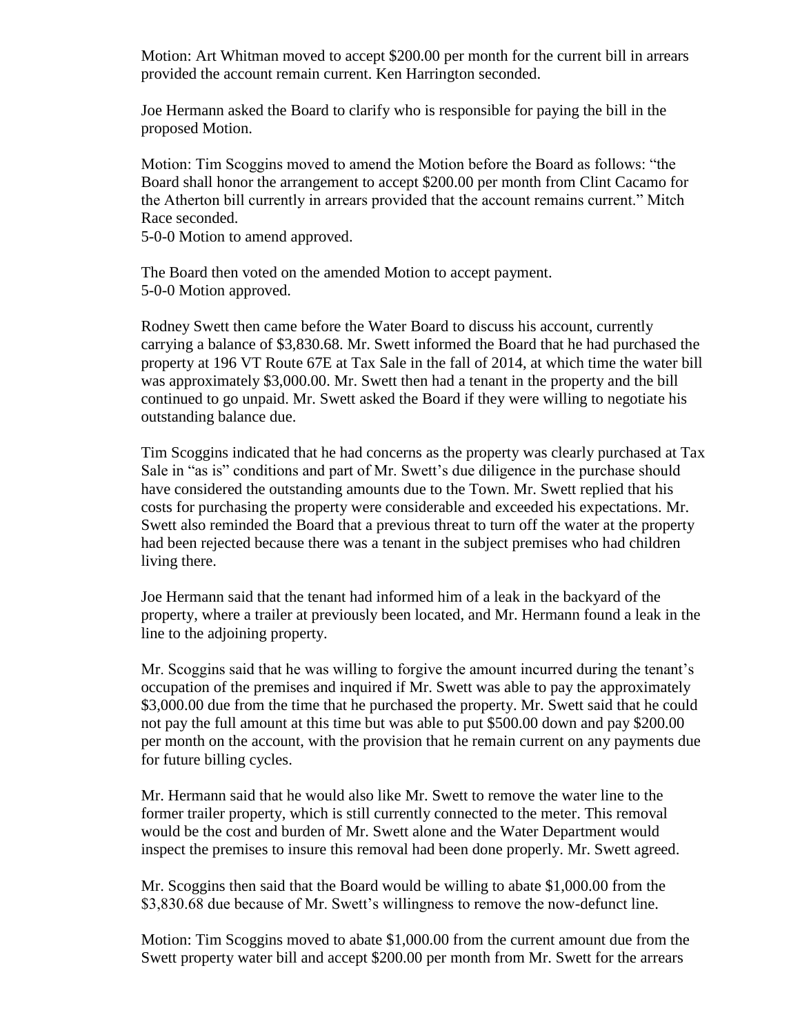Motion: Art Whitman moved to accept $200.00 per month for the current bill in arrears provided the account remain current. Ken Harrington seconded.

Joe Hermann asked the Board to clarify who is responsible for paying the bill in the proposed Motion.

Motion: Tim Scoggins moved to amend the Motion before the Board as follows: "the Board shall honor the arrangement to accept $200.00 per month from Clint Cacamo for the Atherton bill currently in arrears provided that the account remains current." Mitch Race seconded.
5-0-0 Motion to amend approved.

The Board then voted on the amended Motion to accept payment.
5-0-0 Motion approved.

Rodney Swett then came before the Water Board to discuss his account, currently carrying a balance of $3,830.68. Mr. Swett informed the Board that he had purchased the property at 196 VT Route 67E at Tax Sale in the fall of 2014, at which time the water bill was approximately $3,000.00. Mr. Swett then had a tenant in the property and the bill continued to go unpaid. Mr. Swett asked the Board if they were willing to negotiate his outstanding balance due.

Tim Scoggins indicated that he had concerns as the property was clearly purchased at Tax Sale in "as is" conditions and part of Mr. Swett's due diligence in the purchase should have considered the outstanding amounts due to the Town. Mr. Swett replied that his costs for purchasing the property were considerable and exceeded his expectations. Mr. Swett also reminded the Board that a previous threat to turn off the water at the property had been rejected because there was a tenant in the subject premises who had children living there.

Joe Hermann said that the tenant had informed him of a leak in the backyard of the property, where a trailer at previously been located, and Mr. Hermann found a leak in the line to the adjoining property.

Mr. Scoggins said that he was willing to forgive the amount incurred during the tenant's occupation of the premises and inquired if Mr. Swett was able to pay the approximately $3,000.00 due from the time that he purchased the property. Mr. Swett said that he could not pay the full amount at this time but was able to put $500.00 down and pay $200.00 per month on the account, with the provision that he remain current on any payments due for future billing cycles.

Mr. Hermann said that he would also like Mr. Swett to remove the water line to the former trailer property, which is still currently connected to the meter. This removal would be the cost and burden of Mr. Swett alone and the Water Department would inspect the premises to insure this removal had been done properly. Mr. Swett agreed.

Mr. Scoggins then said that the Board would be willing to abate $1,000.00 from the $3,830.68 due because of Mr. Swett's willingness to remove the now-defunct line.

Motion: Tim Scoggins moved to abate $1,000.00 from the current amount due from the Swett property water bill and accept $200.00 per month from Mr. Swett for the arrears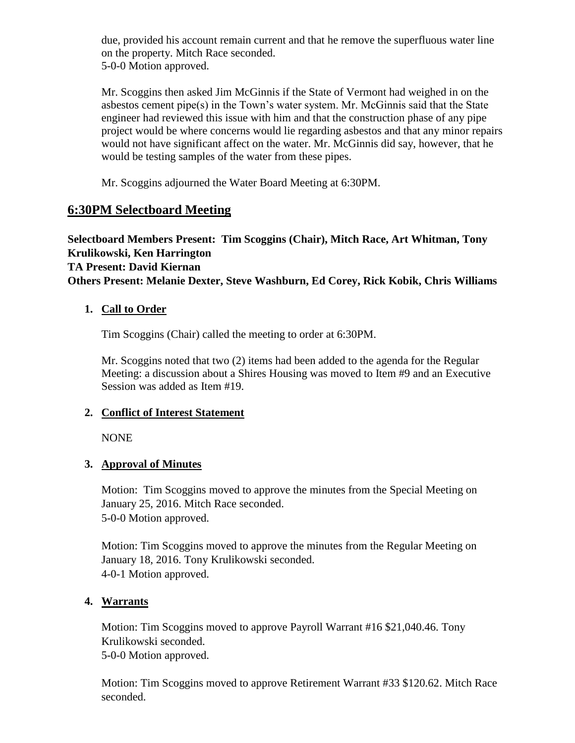due, provided his account remain current and that he remove the superfluous water line on the property. Mitch Race seconded.
5-0-0 Motion approved.

Mr. Scoggins then asked Jim McGinnis if the State of Vermont had weighed in on the asbestos cement pipe(s) in the Town's water system. Mr. McGinnis said that the State engineer had reviewed this issue with him and that the construction phase of any pipe project would be where concerns would lie regarding asbestos and that any minor repairs would not have significant affect on the water. Mr. McGinnis did say, however, that he would be testing samples of the water from these pipes.

Mr. Scoggins adjourned the Water Board Meeting at 6:30PM.

## 6:30PM Selectboard Meeting

**Selectboard Members Present: Tim Scoggins (Chair), Mitch Race, Art Whitman, Tony Krulikowski, Ken Harrington**
**TA Present: David Kiernan**
**Others Present: Melanie Dexter, Steve Washburn, Ed Corey, Rick Kobik, Chris Williams**

1. **Call to Order**

   Tim Scoggins (Chair) called the meeting to order at 6:30PM.

   Mr. Scoggins noted that two (2) items had been added to the agenda for the Regular Meeting: a discussion about a Shires Housing was moved to Item #9 and an Executive Session was added as Item #19.

2. **Conflict of Interest Statement**

   NONE

3. **Approval of Minutes**

   Motion: Tim Scoggins moved to approve the minutes from the Special Meeting on January 25, 2016. Mitch Race seconded.
   5-0-0 Motion approved.

   Motion: Tim Scoggins moved to approve the minutes from the Regular Meeting on January 18, 2016. Tony Krulikowski seconded.
   4-0-1 Motion approved.

4. **Warrants**

   Motion: Tim Scoggins moved to approve Payroll Warrant #16 $21,040.46. Tony Krulikowski seconded.
   5-0-0 Motion approved.

   Motion: Tim Scoggins moved to approve Retirement Warrant #33 $120.62. Mitch Race seconded.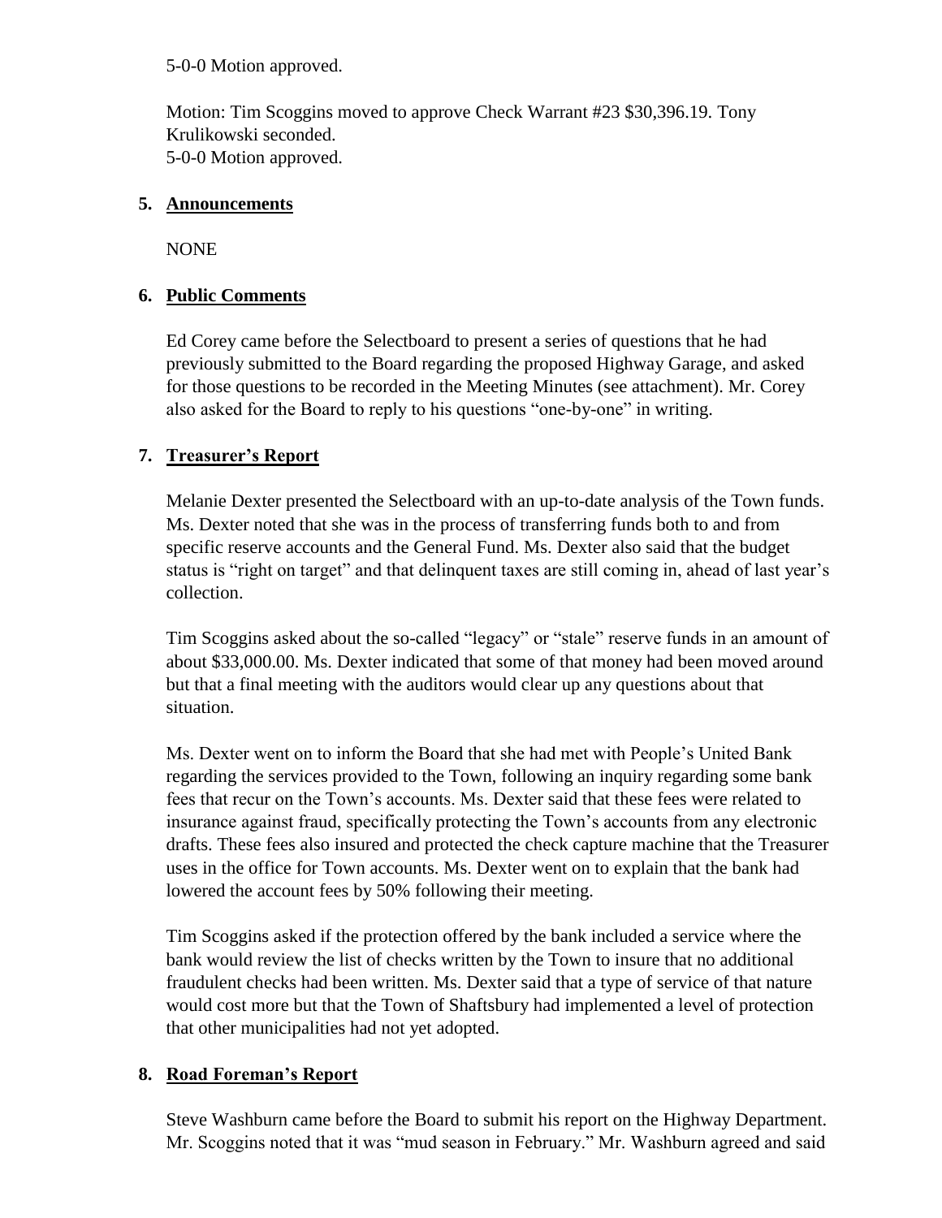5-0-0 Motion approved.

Motion: Tim Scoggins moved to approve Check Warrant #23 $30,396.19. Tony Krulikowski seconded.
5-0-0 Motion approved.

## 5. Announcements

NONE

## 6. Public Comments

Ed Corey came before the Selectboard to present a series of questions that he had previously submitted to the Board regarding the proposed Highway Garage, and asked for those questions to be recorded in the Meeting Minutes (see attachment). Mr. Corey also asked for the Board to reply to his questions "one-by-one" in writing.

## 7. Treasurer's Report

Melanie Dexter presented the Selectboard with an up-to-date analysis of the Town funds. Ms. Dexter noted that she was in the process of transferring funds both to and from specific reserve accounts and the General Fund. Ms. Dexter also said that the budget status is "right on target" and that delinquent taxes are still coming in, ahead of last year's collection.

Tim Scoggins asked about the so-called "legacy" or "stale" reserve funds in an amount of about $33,000.00. Ms. Dexter indicated that some of that money had been moved around but that a final meeting with the auditors would clear up any questions about that situation.

Ms. Dexter went on to inform the Board that she had met with People's United Bank regarding the services provided to the Town, following an inquiry regarding some bank fees that recur on the Town's accounts. Ms. Dexter said that these fees were related to insurance against fraud, specifically protecting the Town's accounts from any electronic drafts. These fees also insured and protected the check capture machine that the Treasurer uses in the office for Town accounts. Ms. Dexter went on to explain that the bank had lowered the account fees by 50% following their meeting.

Tim Scoggins asked if the protection offered by the bank included a service where the bank would review the list of checks written by the Town to insure that no additional fraudulent checks had been written. Ms. Dexter said that a type of service of that nature would cost more but that the Town of Shaftsbury had implemented a level of protection that other municipalities had not yet adopted.

## 8. Road Foreman's Report

Steve Washburn came before the Board to submit his report on the Highway Department. Mr. Scoggins noted that it was "mud season in February." Mr. Washburn agreed and said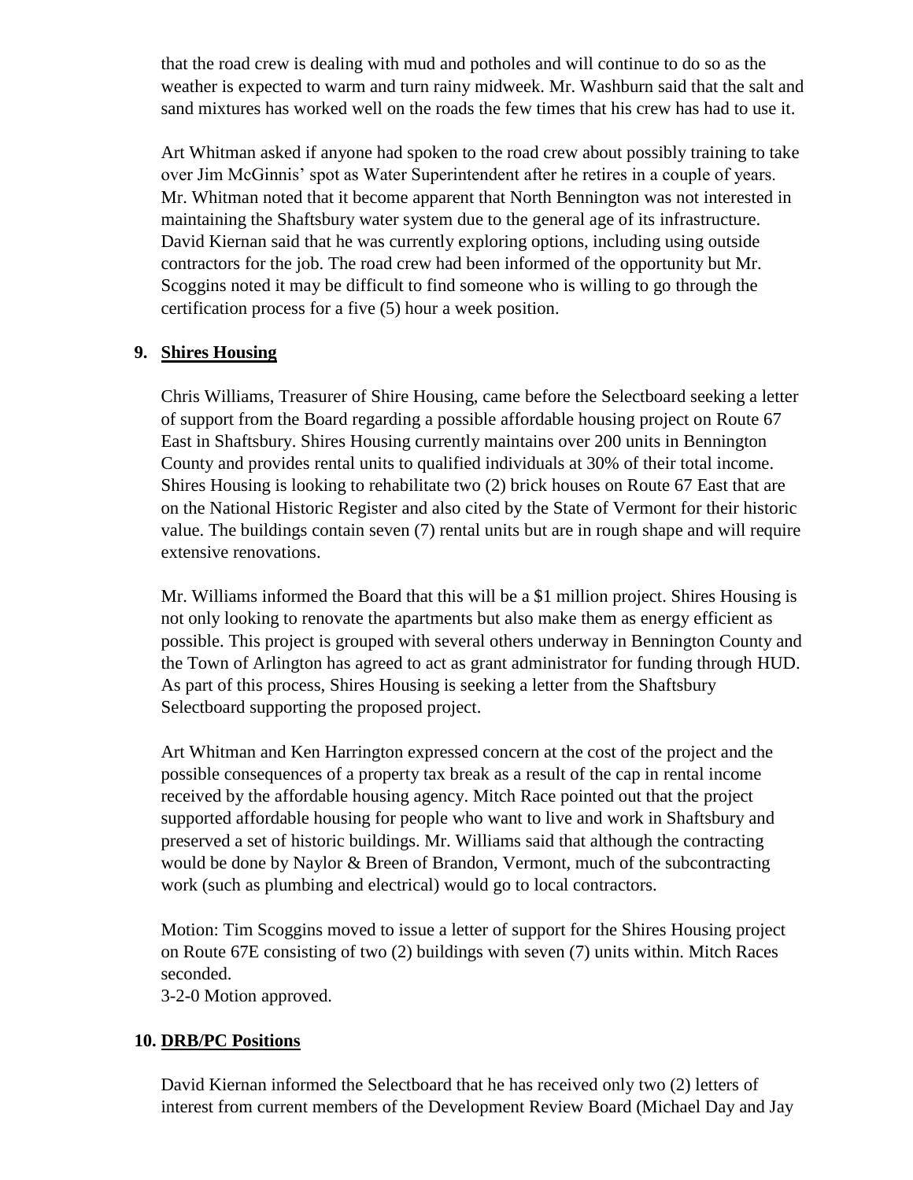that the road crew is dealing with mud and potholes and will continue to do so as the weather is expected to warm and turn rainy midweek. Mr. Washburn said that the salt and sand mixtures has worked well on the roads the few times that his crew has had to use it.

Art Whitman asked if anyone had spoken to the road crew about possibly training to take over Jim McGinnis' spot as Water Superintendent after he retires in a couple of years. Mr. Whitman noted that it become apparent that North Bennington was not interested in maintaining the Shaftsbury water system due to the general age of its infrastructure. David Kiernan said that he was currently exploring options, including using outside contractors for the job. The road crew had been informed of the opportunity but Mr. Scoggins noted it may be difficult to find someone who is willing to go through the certification process for a five (5) hour a week position.

**9. Shires Housing**

Chris Williams, Treasurer of Shire Housing, came before the Selectboard seeking a letter of support from the Board regarding a possible affordable housing project on Route 67 East in Shaftsbury. Shires Housing currently maintains over 200 units in Bennington County and provides rental units to qualified individuals at 30% of their total income. Shires Housing is looking to rehabilitate two (2) brick houses on Route 67 East that are on the National Historic Register and also cited by the State of Vermont for their historic value. The buildings contain seven (7) rental units but are in rough shape and will require extensive renovations.

Mr. Williams informed the Board that this will be a $1 million project. Shires Housing is not only looking to renovate the apartments but also make them as energy efficient as possible. This project is grouped with several others underway in Bennington County and the Town of Arlington has agreed to act as grant administrator for funding through HUD. As part of this process, Shires Housing is seeking a letter from the Shaftsbury Selectboard supporting the proposed project.

Art Whitman and Ken Harrington expressed concern at the cost of the project and the possible consequences of a property tax break as a result of the cap in rental income received by the affordable housing agency. Mitch Race pointed out that the project supported affordable housing for people who want to live and work in Shaftsbury and preserved a set of historic buildings. Mr. Williams said that although the contracting would be done by Naylor & Breen of Brandon, Vermont, much of the subcontracting work (such as plumbing and electrical) would go to local contractors.

Motion: Tim Scoggins moved to issue a letter of support for the Shires Housing project on Route 67E consisting of two (2) buildings with seven (7) units within. Mitch Races seconded.
3-2-0 Motion approved.

**10. DRB/PC Positions**

David Kiernan informed the Selectboard that he has received only two (2) letters of interest from current members of the Development Review Board (Michael Day and Jay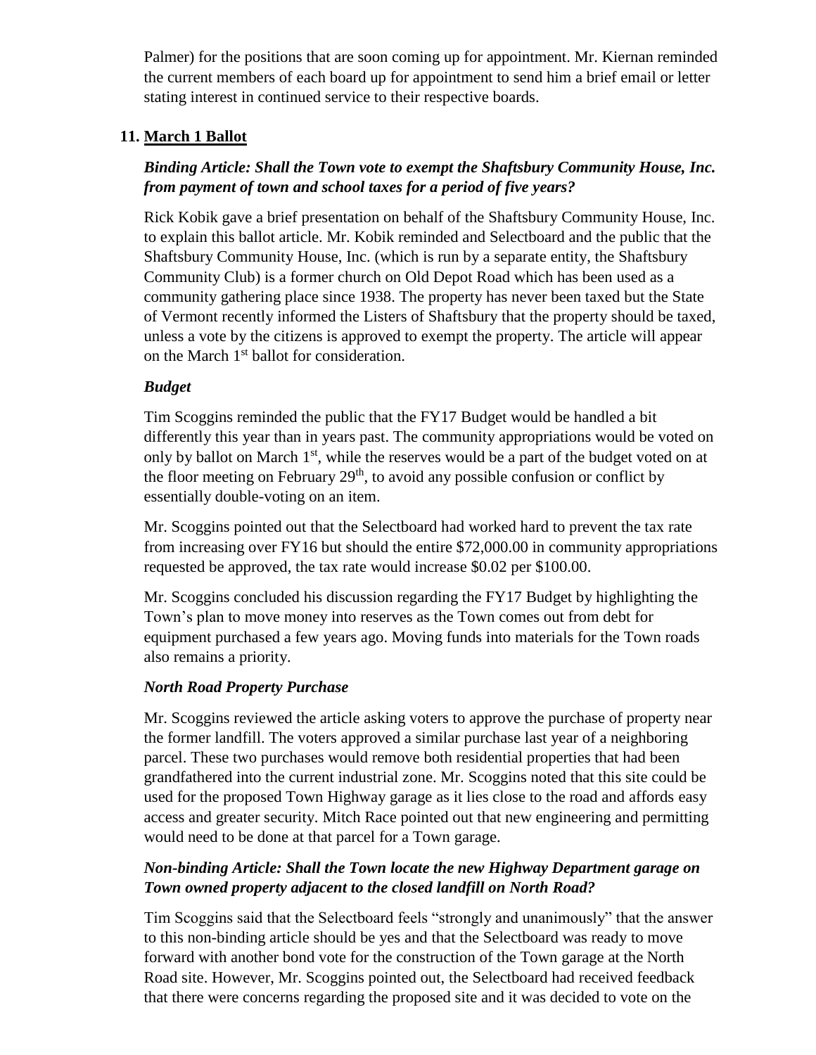Palmer) for the positions that are soon coming up for appointment. Mr. Kiernan reminded the current members of each board up for appointment to send him a brief email or letter stating interest in continued service to their respective boards.

## 11. March 1 Ballot

***Binding Article: Shall the Town vote to exempt the Shaftsbury Community House, Inc. from payment of town and school taxes for a period of five years?***

Rick Kobik gave a brief presentation on behalf of the Shaftsbury Community House, Inc. to explain this ballot article. Mr. Kobik reminded and Selectboard and the public that the Shaftsbury Community House, Inc. (which is run by a separate entity, the Shaftsbury Community Club) is a former church on Old Depot Road which has been used as a community gathering place since 1938. The property has never been taxed but the State of Vermont recently informed the Listers of Shaftsbury that the property should be taxed, unless a vote by the citizens is approved to exempt the property. The article will appear on the March 1st ballot for consideration.

***Budget***

Tim Scoggins reminded the public that the FY17 Budget would be handled a bit differently this year than in years past. The community appropriations would be voted on only by ballot on March 1st, while the reserves would be a part of the budget voted on at the floor meeting on February 29th, to avoid any possible confusion or conflict by essentially double-voting on an item.

Mr. Scoggins pointed out that the Selectboard had worked hard to prevent the tax rate from increasing over FY16 but should the entire $72,000.00 in community appropriations requested be approved, the tax rate would increase $0.02 per $100.00.

Mr. Scoggins concluded his discussion regarding the FY17 Budget by highlighting the Town's plan to move money into reserves as the Town comes out from debt for equipment purchased a few years ago. Moving funds into materials for the Town roads also remains a priority.

***North Road Property Purchase***

Mr. Scoggins reviewed the article asking voters to approve the purchase of property near the former landfill. The voters approved a similar purchase last year of a neighboring parcel. These two purchases would remove both residential properties that had been grandfathered into the current industrial zone. Mr. Scoggins noted that this site could be used for the proposed Town Highway garage as it lies close to the road and affords easy access and greater security. Mitch Race pointed out that new engineering and permitting would need to be done at that parcel for a Town garage.

***Non-binding Article: Shall the Town locate the new Highway Department garage on Town owned property adjacent to the closed landfill on North Road?***

Tim Scoggins said that the Selectboard feels "strongly and unanimously" that the answer to this non-binding article should be yes and that the Selectboard was ready to move forward with another bond vote for the construction of the Town garage at the North Road site. However, Mr. Scoggins pointed out, the Selectboard had received feedback that there were concerns regarding the proposed site and it was decided to vote on the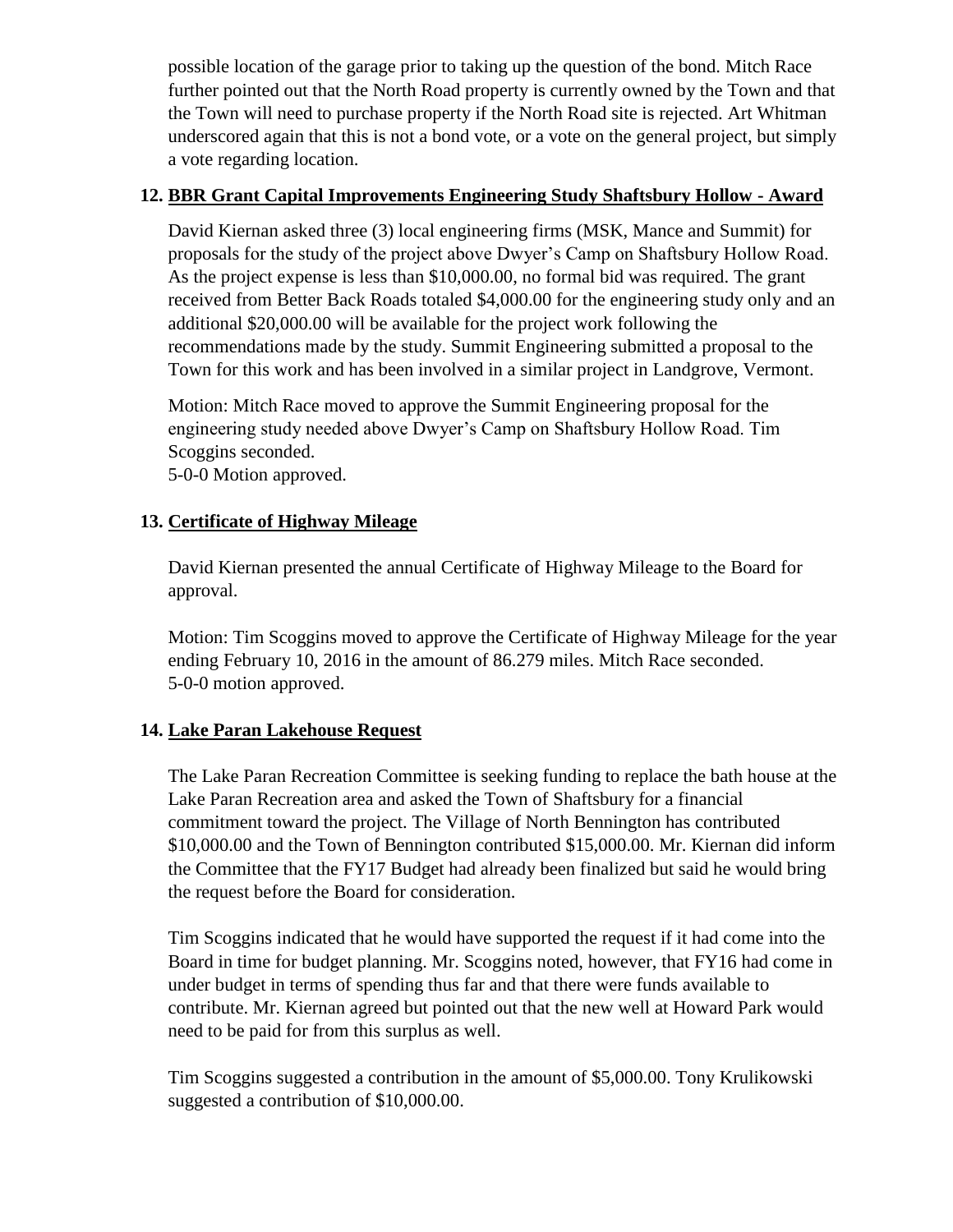possible location of the garage prior to taking up the question of the bond. Mitch Race further pointed out that the North Road property is currently owned by the Town and that the Town will need to purchase property if the North Road site is rejected. Art Whitman underscored again that this is not a bond vote, or a vote on the general project, but simply a vote regarding location.

**12. <u>BBR Grant Capital Improvements Engineering Study Shaftsbury Hollow - Award</u>**

David Kiernan asked three (3) local engineering firms (MSK, Mance and Summit) for proposals for the study of the project above Dwyer's Camp on Shaftsbury Hollow Road. As the project expense is less than $10,000.00, no formal bid was required. The grant received from Better Back Roads totaled $4,000.00 for the engineering study only and an additional $20,000.00 will be available for the project work following the recommendations made by the study. Summit Engineering submitted a proposal to the Town for this work and has been involved in a similar project in Landgrove, Vermont.

Motion: Mitch Race moved to approve the Summit Engineering proposal for the engineering study needed above Dwyer's Camp on Shaftsbury Hollow Road. Tim Scoggins seconded.
5-0-0 Motion approved.

**13. <u>Certificate of Highway Mileage</u>**

David Kiernan presented the annual Certificate of Highway Mileage to the Board for approval.

Motion: Tim Scoggins moved to approve the Certificate of Highway Mileage for the year ending February 10, 2016 in the amount of 86.279 miles. Mitch Race seconded.
5-0-0 motion approved.

**14. <u>Lake Paran Lakehouse Request</u>**

The Lake Paran Recreation Committee is seeking funding to replace the bath house at the Lake Paran Recreation area and asked the Town of Shaftsbury for a financial commitment toward the project. The Village of North Bennington has contributed $10,000.00 and the Town of Bennington contributed $15,000.00. Mr. Kiernan did inform the Committee that the FY17 Budget had already been finalized but said he would bring the request before the Board for consideration.

Tim Scoggins indicated that he would have supported the request if it had come into the Board in time for budget planning. Mr. Scoggins noted, however, that FY16 had come in under budget in terms of spending thus far and that there were funds available to contribute. Mr. Kiernan agreed but pointed out that the new well at Howard Park would need to be paid for from this surplus as well.

Tim Scoggins suggested a contribution in the amount of $5,000.00. Tony Krulikowski suggested a contribution of $10,000.00.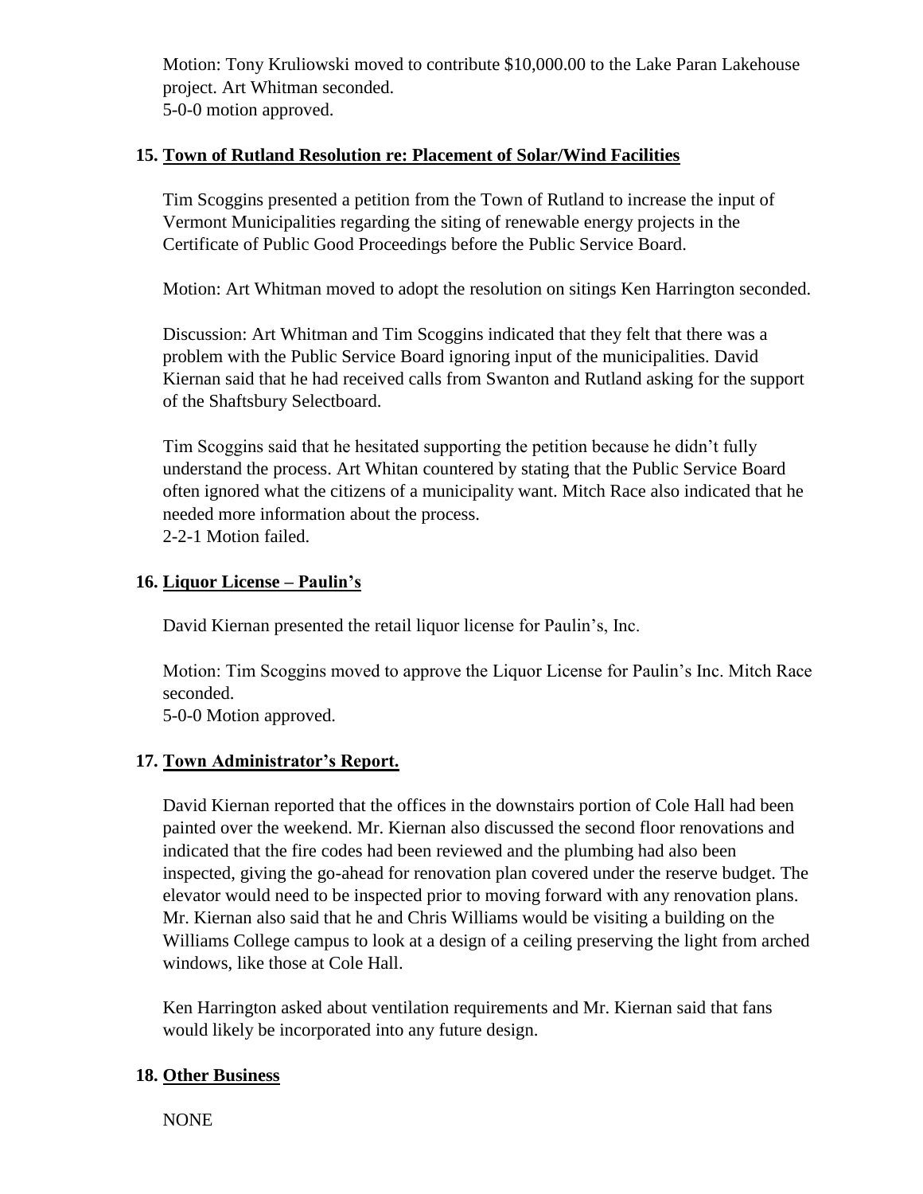Motion: Tony Kruliowski moved to contribute $10,000.00 to the Lake Paran Lakehouse project. Art Whitman seconded.
5-0-0 motion approved.

## 15. Town of Rutland Resolution re: Placement of Solar/Wind Facilities

Tim Scoggins presented a petition from the Town of Rutland to increase the input of Vermont Municipalities regarding the siting of renewable energy projects in the Certificate of Public Good Proceedings before the Public Service Board.

Motion: Art Whitman moved to adopt the resolution on sitings Ken Harrington seconded.

Discussion: Art Whitman and Tim Scoggins indicated that they felt that there was a problem with the Public Service Board ignoring input of the municipalities. David Kiernan said that he had received calls from Swanton and Rutland asking for the support of the Shaftsbury Selectboard.

Tim Scoggins said that he hesitated supporting the petition because he didn't fully understand the process. Art Whitan countered by stating that the Public Service Board often ignored what the citizens of a municipality want. Mitch Race also indicated that he needed more information about the process.
2-2-1 Motion failed.

## 16. Liquor License – Paulin's

David Kiernan presented the retail liquor license for Paulin's, Inc.

Motion: Tim Scoggins moved to approve the Liquor License for Paulin's Inc. Mitch Race seconded.
5-0-0 Motion approved.

## 17. Town Administrator's Report.

David Kiernan reported that the offices in the downstairs portion of Cole Hall had been painted over the weekend. Mr. Kiernan also discussed the second floor renovations and indicated that the fire codes had been reviewed and the plumbing had also been inspected, giving the go-ahead for renovation plan covered under the reserve budget. The elevator would need to be inspected prior to moving forward with any renovation plans. Mr. Kiernan also said that he and Chris Williams would be visiting a building on the Williams College campus to look at a design of a ceiling preserving the light from arched windows, like those at Cole Hall.

Ken Harrington asked about ventilation requirements and Mr. Kiernan said that fans would likely be incorporated into any future design.

## 18. Other Business

NONE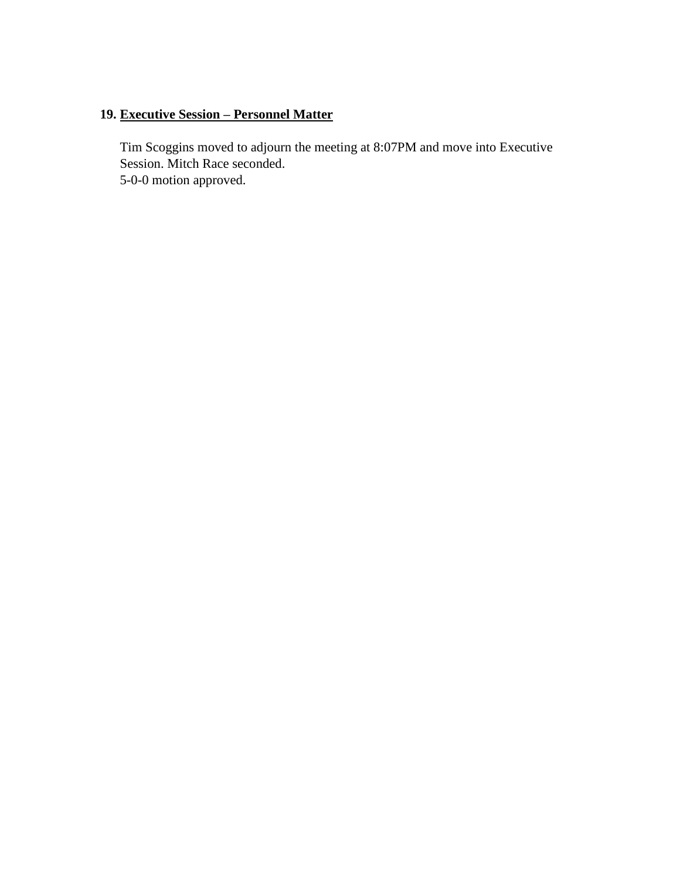19. **Executive Session – Personnel Matter**

Tim Scoggins moved to adjourn the meeting at 8:07PM and move into Executive Session. Mitch Race seconded.
5-0-0 motion approved.